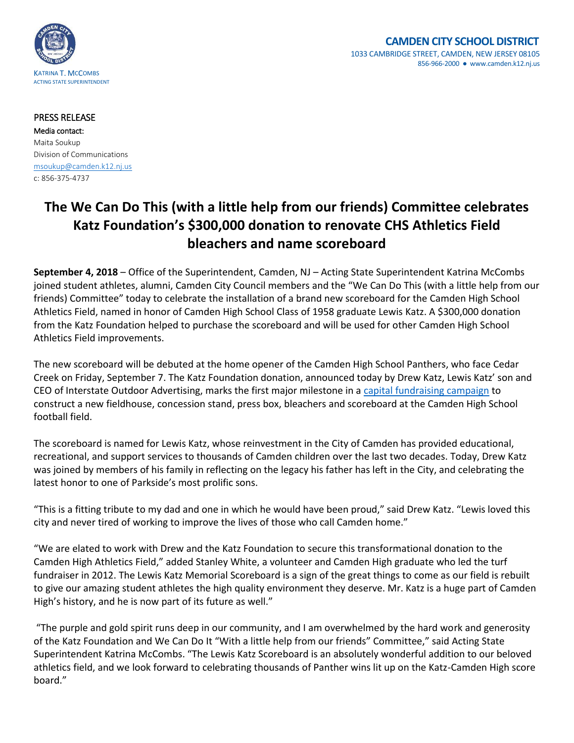KATRINA T. MCCOMBS
ACTING STATE SUPERINTENDENT

**CAMDEN CITY SCHOOL DISTRICT**
1033 CAMBRIDGE STREET, CAMDEN, NEW JERSEY 08105
856-966-2000 ● www.camden.k12.nj.us

PRESS RELEASE
Media contact:
Maita Soukup
Division of Communications
msoukup@camden.k12.nj.us
c: 856-375-4737

# The We Can Do This (with a little help from our friends) Committee celebrates Katz Foundation's $300,000 donation to renovate CHS Athletics Field bleachers and name scoreboard

**September 4, 2018** – Office of the Superintendent, Camden, NJ – Acting State Superintendent Katrina McCombs joined student athletes, alumni, Camden City Council members and the "We Can Do This (with a little help from our friends) Committee" today to celebrate the installation of a brand new scoreboard for the Camden High School Athletics Field, named in honor of Camden High School Class of 1958 graduate Lewis Katz. A $300,000 donation from the Katz Foundation helped to purchase the scoreboard and will be used for other Camden High School Athletics Field improvements.

The new scoreboard will be debuted at the home opener of the Camden High School Panthers, who face Cedar Creek on Friday, September 7. The Katz Foundation donation, announced today by Drew Katz, Lewis Katz' son and CEO of Interstate Outdoor Advertising, marks the first major milestone in a capital fundraising campaign to construct a new fieldhouse, concession stand, press box, bleachers and scoreboard at the Camden High School football field.

The scoreboard is named for Lewis Katz, whose reinvestment in the City of Camden has provided educational, recreational, and support services to thousands of Camden children over the last two decades. Today, Drew Katz was joined by members of his family in reflecting on the legacy his father has left in the City, and celebrating the latest honor to one of Parkside's most prolific sons.

"This is a fitting tribute to my dad and one in which he would have been proud," said Drew Katz. "Lewis loved this city and never tired of working to improve the lives of those who call Camden home."

"We are elated to work with Drew and the Katz Foundation to secure this transformational donation to the Camden High Athletics Field," added Stanley White, a volunteer and Camden High graduate who led the turf fundraiser in 2012. The Lewis Katz Memorial Scoreboard is a sign of the great things to come as our field is rebuilt to give our amazing student athletes the high quality environment they deserve. Mr. Katz is a huge part of Camden High's history, and he is now part of its future as well."

"The purple and gold spirit runs deep in our community, and I am overwhelmed by the hard work and generosity of the Katz Foundation and We Can Do It "With a little help from our friends" Committee," said Acting State Superintendent Katrina McCombs. "The Lewis Katz Scoreboard is an absolutely wonderful addition to our beloved athletics field, and we look forward to celebrating thousands of Panther wins lit up on the Katz-Camden High score board."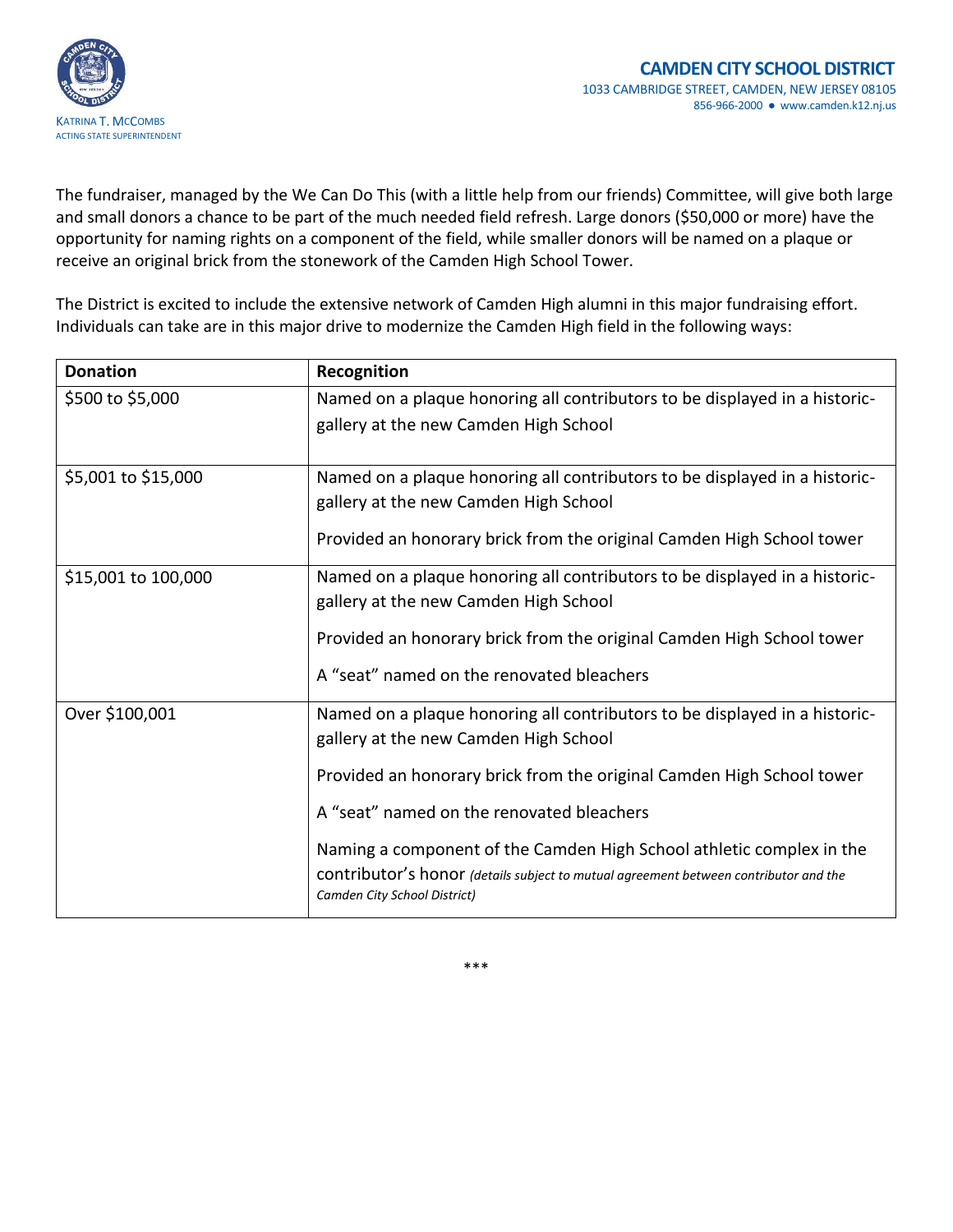The fundraiser, managed by the We Can Do This (with a little help from our friends) Committee, will give both large and small donors a chance to be part of the much needed field refresh. Large donors ($50,000 or more) have the opportunity for naming rights on a component of the field, while smaller donors will be named on a plaque or receive an original brick from the stonework of the Camden High School Tower.

The District is excited to include the extensive network of Camden High alumni in this major fundraising effort. Individuals can take are in this major drive to modernize the Camden High field in the following ways:

| Donation | Recognition |
|---|---|
| $500 to $5,000 | Named on a plaque honoring all contributors to be displayed in a historic-gallery at the new Camden High School |
| $5,001 to $15,000 | Named on a plaque honoring all contributors to be displayed in a historic-gallery at the new Camden High School<br><br>Provided an honorary brick from the original Camden High School tower |
| $15,001 to 100,000 | Named on a plaque honoring all contributors to be displayed in a historic-gallery at the new Camden High School<br><br>Provided an honorary brick from the original Camden High School tower<br><br>A "seat" named on the renovated bleachers |
| Over $100,001 | Named on a plaque honoring all contributors to be displayed in a historic-gallery at the new Camden High School<br><br>Provided an honorary brick from the original Camden High School tower<br><br>A "seat" named on the renovated bleachers<br><br>Naming a component of the Camden High School athletic complex in the contributor's honor *(details subject to mutual agreement between contributor and the Camden City School District)* |

***